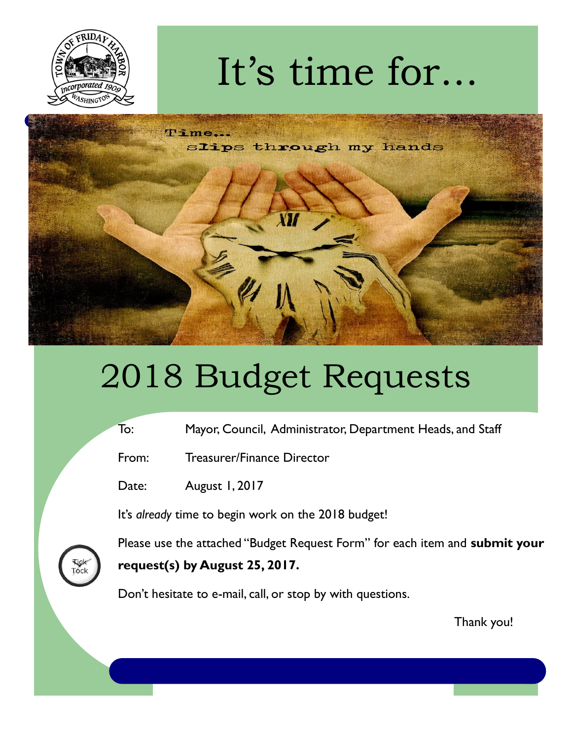# It's time for...

# 2018 Budget Requests

To: Mayor, Council, Administrator, Department Heads, and Staff

From: Treasurer/Finance Director

Date: August 1, 2017

It's *already* time to begin work on the 2018 budget!

Please use the attached "Budget Request Form" for each item and **submit your request(s) by August 25, 2017.**

Don't hesitate to e-mail, call, or stop by with questions.

Thank you!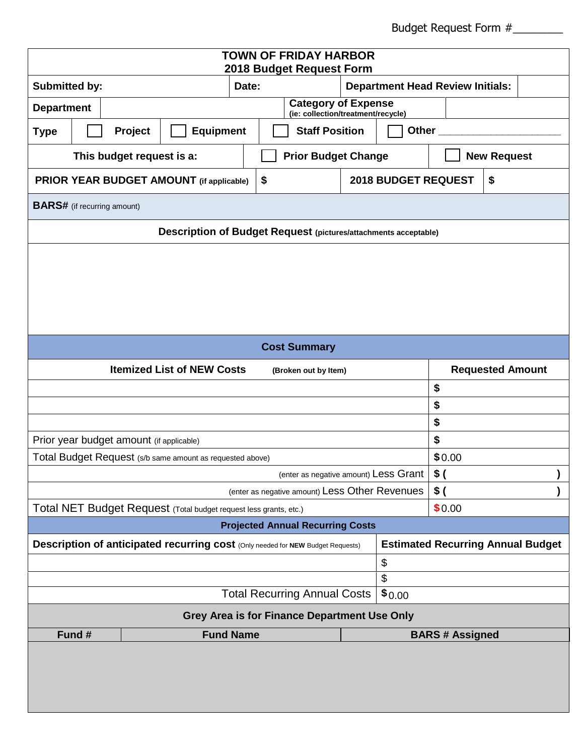Budget Request Form #________

# TOWN OF FRIDAY HARBOR
## 2018 Budget Request Form

| | | | | | |
|---|---|---|---|---|---|
| **Submitted by:** | | **Date:** | | **Department Head Review Initials:** | |
| **Department** | | **Category of Expense** (ie: collection/treatment/recycle) | | | |

**Type** ☐ **Project** ☐ **Equipment** ☐ **Staff Position** ☐ **Other** ____________________

**This budget request is a:** ☐ **Prior Budget Change** ☐ **New Request**

| | | | |
|---|---|---|---|
| **PRIOR YEAR BUDGET AMOUNT** (if applicable) | **$** | **2018 BUDGET REQUEST** | **$** |

**BARS#** (if recurring amount)

**Description of Budget Request** (pictures/attachments acceptable)

## Cost Summary

| **Itemized List of NEW Costs** (Broken out by Item) | **Requested Amount** |
|---|---|
| | **$** |
| | **$** |
| | **$** |
| Prior year budget amount (if applicable) | **$** |
| Total Budget Request (s/b same amount as requested above) | **$**0.00 |
| (enter as negative amount) Less Grant | **$ (** **)** |
| (enter as negative amount) Less Other Revenues | **$ (** **)** |
| Total NET Budget Request (Total budget request less grants, etc.) | **$**0.00 |

## Projected Annual Recurring Costs

| **Description of anticipated recurring cost** (Only needed for **NEW** Budget Requests) | **Estimated Recurring Annual Budget** |
|---|---|
| | $ |
| | $ |
| Total Recurring Annual Costs | **$**0.00 |

**Grey Area is for Finance Department Use Only**

| **Fund #** | **Fund Name** | **BARS # Assigned** |
|---|---|---|
| | | |